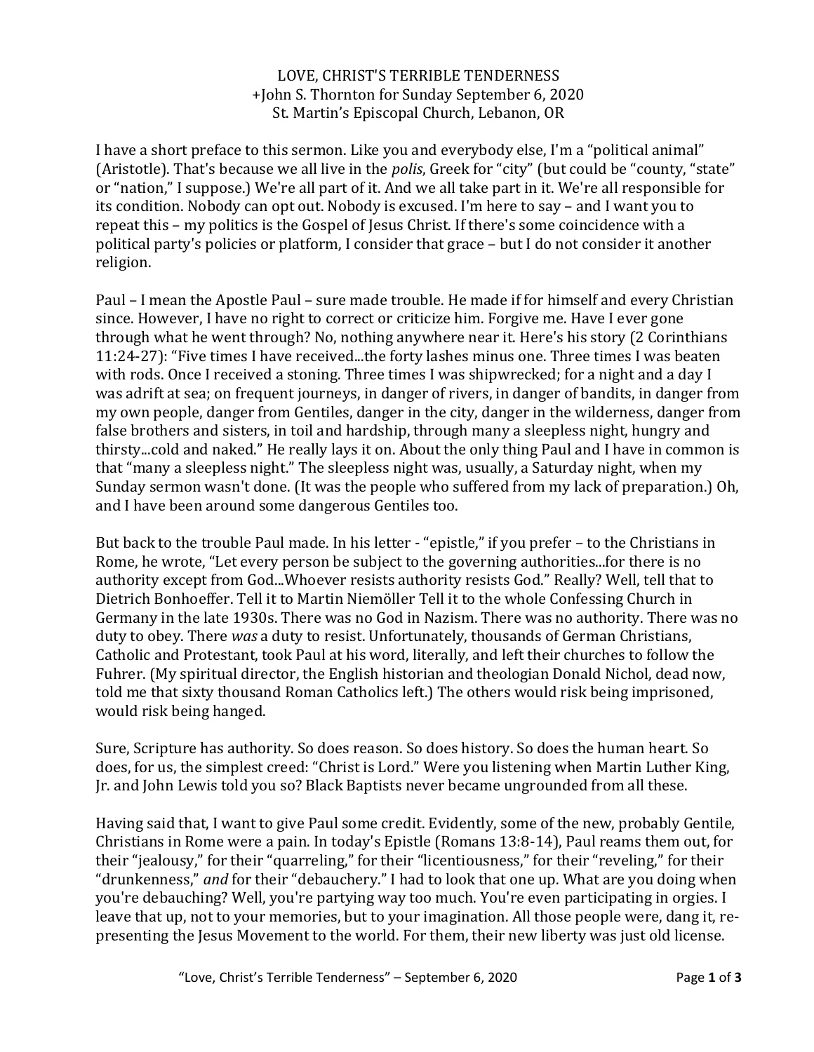# LOVE, CHRIST'S TERRIBLE TENDERNESS

+John S. Thornton for Sunday September 6, 2020
St. Martin's Episcopal Church, Lebanon, OR

I have a short preface to this sermon. Like you and everybody else, I'm a "political animal" (Aristotle). That's because we all live in the *polis*, Greek for "city" (but could be "county, "state" or "nation," I suppose.) We're all part of it. And we all take part in it. We're all responsible for its condition. Nobody can opt out. Nobody is excused. I'm here to say – and I want you to repeat this – my politics is the Gospel of Jesus Christ. If there's some coincidence with a political party's policies or platform, I consider that grace – but I do not consider it another religion.

Paul – I mean the Apostle Paul – sure made trouble. He made if for himself and every Christian since. However, I have no right to correct or criticize him. Forgive me. Have I ever gone through what he went through? No, nothing anywhere near it. Here's his story (2 Corinthians 11:24-27): "Five times I have received...the forty lashes minus one. Three times I was beaten with rods. Once I received a stoning. Three times I was shipwrecked; for a night and a day I was adrift at sea; on frequent journeys, in danger of rivers, in danger of bandits, in danger from my own people, danger from Gentiles, danger in the city, danger in the wilderness, danger from false brothers and sisters, in toil and hardship, through many a sleepless night, hungry and thirsty...cold and naked." He really lays it on. About the only thing Paul and I have in common is that "many a sleepless night." The sleepless night was, usually, a Saturday night, when my Sunday sermon wasn't done. (It was the people who suffered from my lack of preparation.) Oh, and I have been around some dangerous Gentiles too.

But back to the trouble Paul made. In his letter - "epistle," if you prefer – to the Christians in Rome, he wrote, "Let every person be subject to the governing authorities...for there is no authority except from God...Whoever resists authority resists God." Really? Well, tell that to Dietrich Bonhoeffer. Tell it to Martin Niemöller Tell it to the whole Confessing Church in Germany in the late 1930s. There was no God in Nazism. There was no authority. There was no duty to obey. There *was* a duty to resist. Unfortunately, thousands of German Christians, Catholic and Protestant, took Paul at his word, literally, and left their churches to follow the Fuhrer. (My spiritual director, the English historian and theologian Donald Nichol, dead now, told me that sixty thousand Roman Catholics left.) The others would risk being imprisoned, would risk being hanged.

Sure, Scripture has authority. So does reason. So does history. So does the human heart. So does, for us, the simplest creed: "Christ is Lord." Were you listening when Martin Luther King, Jr. and John Lewis told you so? Black Baptists never became ungrounded from all these.

Having said that, I want to give Paul some credit. Evidently, some of the new, probably Gentile, Christians in Rome were a pain. In today's Epistle (Romans 13:8-14), Paul reams them out, for their "jealousy," for their "quarreling," for their "licentiousness," for their "reveling," for their "drunkenness," *and* for their "debauchery." I had to look that one up. What are you doing when you're debauching? Well, you're partying way too much. You're even participating in orgies. I leave that up, not to your memories, but to your imagination. All those people were, dang it, re-presenting the Jesus Movement to the world. For them, their new liberty was just old license.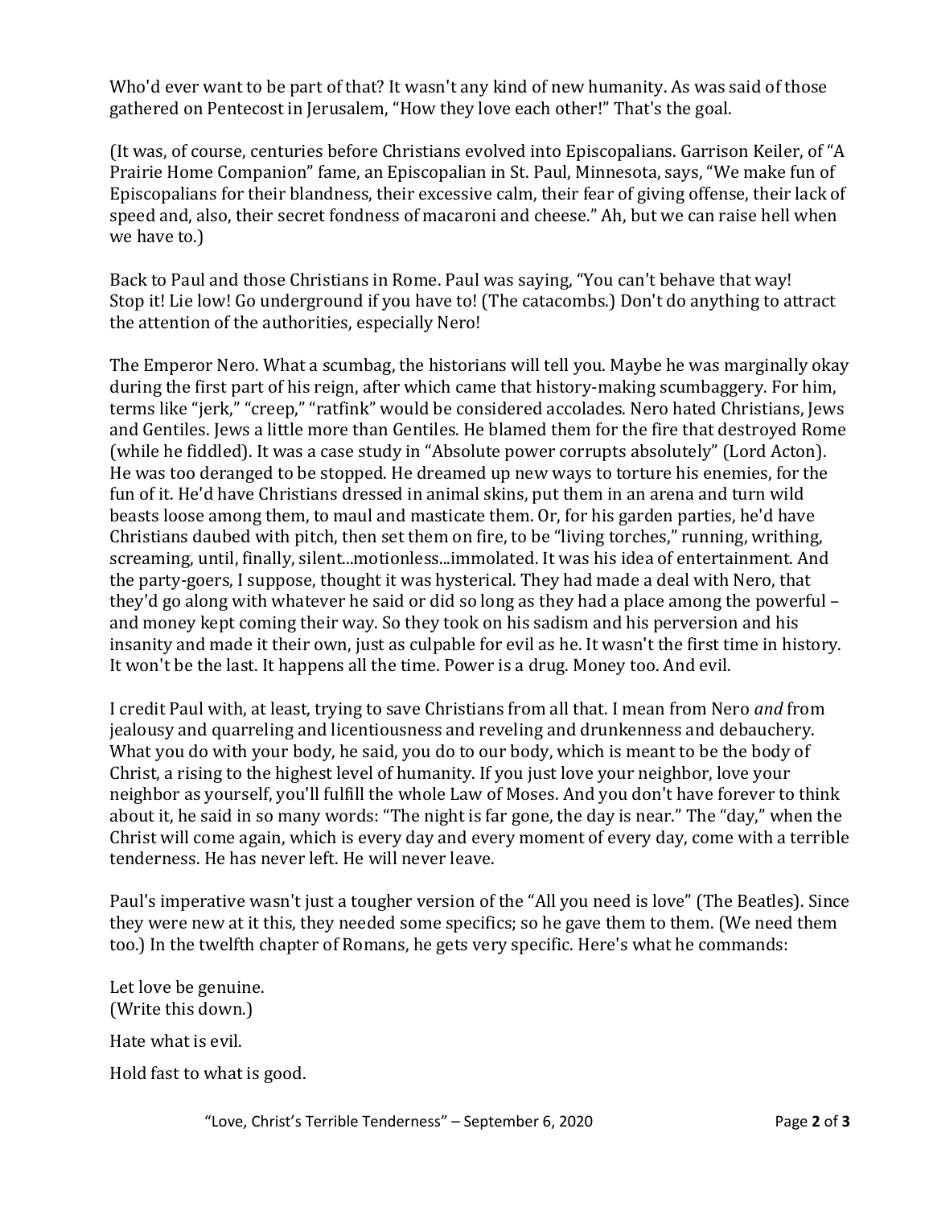Who'd ever want to be part of that? It wasn't any kind of new humanity. As was said of those gathered on Pentecost in Jerusalem, "How they love each other!" That's the goal.

(It was, of course, centuries before Christians evolved into Episcopalians. Garrison Keiler, of "A Prairie Home Companion" fame, an Episcopalian in St. Paul, Minnesota, says, "We make fun of Episcopalians for their blandness, their excessive calm, their fear of giving offense, their lack of speed and, also, their secret fondness of macaroni and cheese." Ah, but we can raise hell when we have to.)

Back to Paul and those Christians in Rome. Paul was saying, "You can't behave that way! Stop it! Lie low! Go underground if you have to! (The catacombs.) Don't do anything to attract the attention of the authorities, especially Nero!

The Emperor Nero. What a scumbag, the historians will tell you. Maybe he was marginally okay during the first part of his reign, after which came that history-making scumbaggery. For him, terms like "jerk," "creep," "ratfink" would be considered accolades. Nero hated Christians, Jews and Gentiles. Jews a little more than Gentiles. He blamed them for the fire that destroyed Rome (while he fiddled). It was a case study in "Absolute power corrupts absolutely" (Lord Acton). He was too deranged to be stopped. He dreamed up new ways to torture his enemies, for the fun of it. He'd have Christians dressed in animal skins, put them in an arena and turn wild beasts loose among them, to maul and masticate them. Or, for his garden parties, he'd have Christians daubed with pitch, then set them on fire, to be "living torches," running, writhing, screaming, until, finally, silent...motionless...immolated. It was his idea of entertainment. And the party-goers, I suppose, thought it was hysterical. They had made a deal with Nero, that they'd go along with whatever he said or did so long as they had a place among the powerful – and money kept coming their way. So they took on his sadism and his perversion and his insanity and made it their own, just as culpable for evil as he. It wasn't the first time in history. It won't be the last. It happens all the time. Power is a drug. Money too. And evil.

I credit Paul with, at least, trying to save Christians from all that. I mean from Nero *and* from jealousy and quarreling and licentiousness and reveling and drunkenness and debauchery. What you do with your body, he said, you do to our body, which is meant to be the body of Christ, a rising to the highest level of humanity. If you just love your neighbor, love your neighbor as yourself, you'll fulfill the whole Law of Moses. And you don't have forever to think about it, he said in so many words: "The night is far gone, the day is near." The "day," when the Christ will come again, which is every day and every moment of every day, come with a terrible tenderness. He has never left. He will never leave.

Paul's imperative wasn't just a tougher version of the "All you need is love" (The Beatles). Since they were new at it this, they needed some specifics; so he gave them to them. (We need them too.) In the twelfth chapter of Romans, he gets very specific. Here's what he commands:

Let love be genuine.
(Write this down.)

Hate what is evil.

Hold fast to what is good.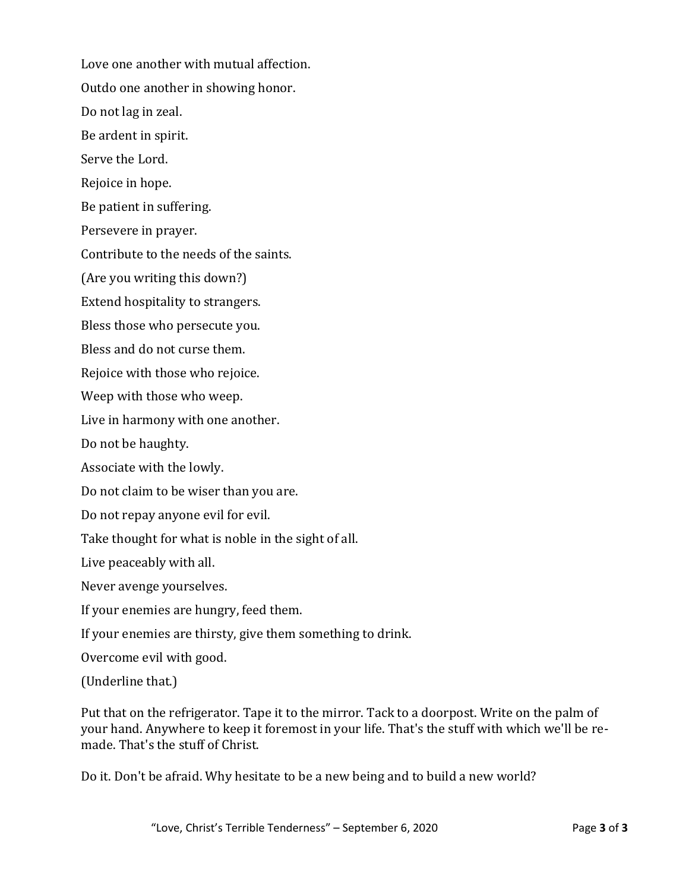Love one another with mutual affection.

Outdo one another in showing honor.

Do not lag in zeal.

Be ardent in spirit.

Serve the Lord.

Rejoice in hope.

Be patient in suffering.

Persevere in prayer.

Contribute to the needs of the saints.

(Are you writing this down?)

Extend hospitality to strangers.

Bless those who persecute you.

Bless and do not curse them.

Rejoice with those who rejoice.

Weep with those who weep.

Live in harmony with one another.

Do not be haughty.

Associate with the lowly.

Do not claim to be wiser than you are.

Do not repay anyone evil for evil.

Take thought for what is noble in the sight of all.

Live peaceably with all.

Never avenge yourselves.

If your enemies are hungry, feed them.

If your enemies are thirsty, give them something to drink.

Overcome evil with good.

(Underline that.)

Put that on the refrigerator. Tape it to the mirror. Tack to a doorpost. Write on the palm of your hand. Anywhere to keep it foremost in your life. That's the stuff with which we'll be re-made. That's the stuff of Christ.

Do it. Don't be afraid. Why hesitate to be a new being and to build a new world?